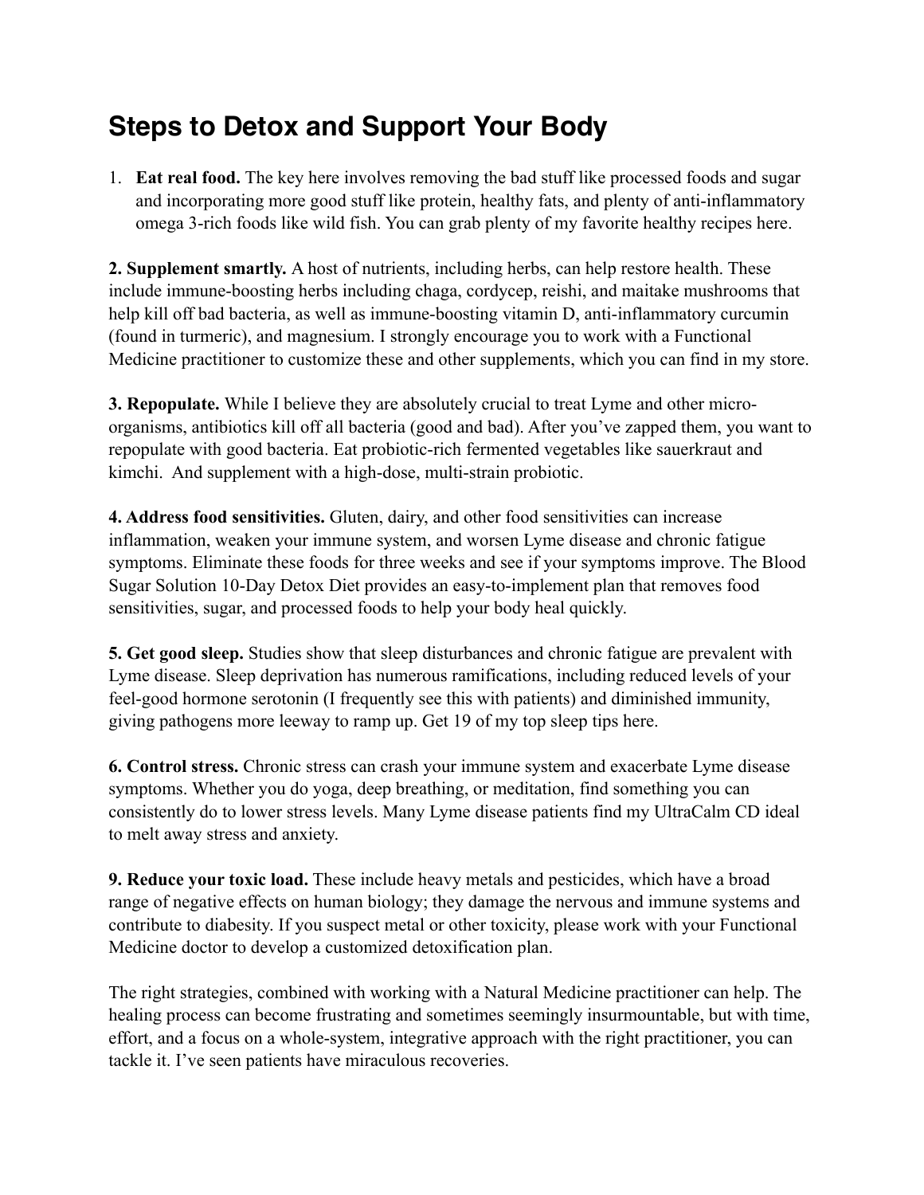# Steps to Detox and Support Your Body

1. **Eat real food.** The key here involves removing the bad stuff like processed foods and sugar and incorporating more good stuff like protein, healthy fats, and plenty of anti-inflammatory omega 3-rich foods like wild fish. You can grab plenty of my favorite healthy recipes here.

**2. Supplement smartly.** A host of nutrients, including herbs, can help restore health. These include immune-boosting herbs including chaga, cordycep, reishi, and maitake mushrooms that help kill off bad bacteria, as well as immune-boosting vitamin D, anti-inflammatory curcumin (found in turmeric), and magnesium. I strongly encourage you to work with a Functional Medicine practitioner to customize these and other supplements, which you can find in my store.

**3. Repopulate.** While I believe they are absolutely crucial to treat Lyme and other micro-organisms, antibiotics kill off all bacteria (good and bad). After you've zapped them, you want to repopulate with good bacteria. Eat probiotic-rich fermented vegetables like sauerkraut and kimchi. And supplement with a high-dose, multi-strain probiotic.

**4. Address food sensitivities.** Gluten, dairy, and other food sensitivities can increase inflammation, weaken your immune system, and worsen Lyme disease and chronic fatigue symptoms. Eliminate these foods for three weeks and see if your symptoms improve. The Blood Sugar Solution 10-Day Detox Diet provides an easy-to-implement plan that removes food sensitivities, sugar, and processed foods to help your body heal quickly.

**5. Get good sleep.** Studies show that sleep disturbances and chronic fatigue are prevalent with Lyme disease. Sleep deprivation has numerous ramifications, including reduced levels of your feel-good hormone serotonin (I frequently see this with patients) and diminished immunity, giving pathogens more leeway to ramp up. Get 19 of my top sleep tips here.

**6. Control stress.** Chronic stress can crash your immune system and exacerbate Lyme disease symptoms. Whether you do yoga, deep breathing, or meditation, find something you can consistently do to lower stress levels. Many Lyme disease patients find my UltraCalm CD ideal to melt away stress and anxiety.

**9. Reduce your toxic load.** These include heavy metals and pesticides, which have a broad range of negative effects on human biology; they damage the nervous and immune systems and contribute to diabesity. If you suspect metal or other toxicity, please work with your Functional Medicine doctor to develop a customized detoxification plan.

The right strategies, combined with working with a Natural Medicine practitioner can help. The healing process can become frustrating and sometimes seemingly insurmountable, but with time, effort, and a focus on a whole-system, integrative approach with the right practitioner, you can tackle it. I've seen patients have miraculous recoveries.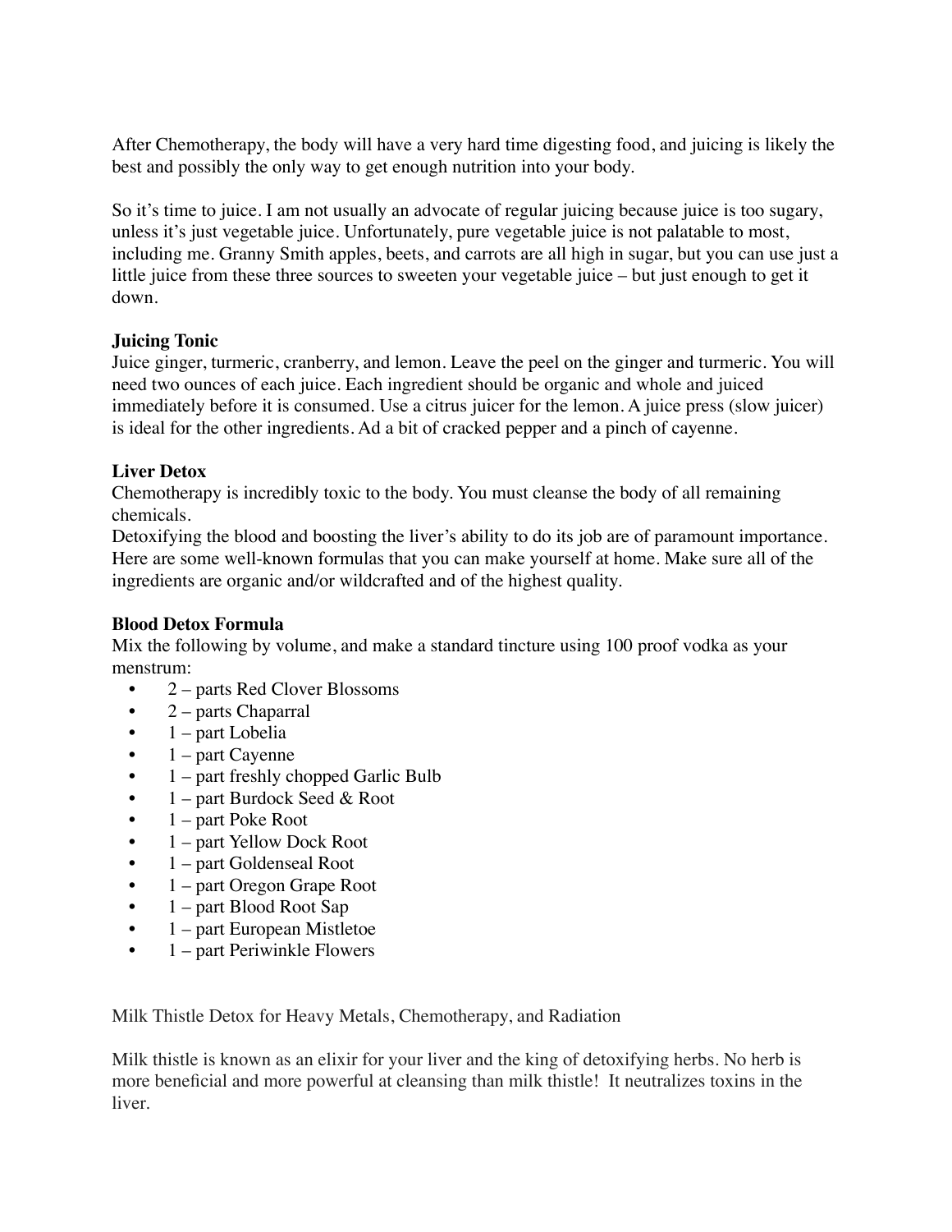After Chemotherapy, the body will have a very hard time digesting food, and juicing is likely the best and possibly the only way to get enough nutrition into your body.

So it's time to juice. I am not usually an advocate of regular juicing because juice is too sugary, unless it's just vegetable juice. Unfortunately, pure vegetable juice is not palatable to most, including me. Granny Smith apples, beets, and carrots are all high in sugar, but you can use just a little juice from these three sources to sweeten your vegetable juice – but just enough to get it down.

**Juicing Tonic**

Juice ginger, turmeric, cranberry, and lemon. Leave the peel on the ginger and turmeric. You will need two ounces of each juice. Each ingredient should be organic and whole and juiced immediately before it is consumed. Use a citrus juicer for the lemon. A juice press (slow juicer) is ideal for the other ingredients. Ad a bit of cracked pepper and a pinch of cayenne.

**Liver Detox**

Chemotherapy is incredibly toxic to the body. You must cleanse the body of all remaining chemicals.

Detoxifying the blood and boosting the liver's ability to do its job are of paramount importance. Here are some well-known formulas that you can make yourself at home. Make sure all of the ingredients are organic and/or wildcrafted and of the highest quality.

**Blood Detox Formula**

Mix the following by volume, and make a standard tincture using 100 proof vodka as your menstrum:

- 2 – parts Red Clover Blossoms
- 2 – parts Chaparral
- 1 – part Lobelia
- 1 – part Cayenne
- 1 – part freshly chopped Garlic Bulb
- 1 – part Burdock Seed & Root
- 1 – part Poke Root
- 1 – part Yellow Dock Root
- 1 – part Goldenseal Root
- 1 – part Oregon Grape Root
- 1 – part Blood Root Sap
- 1 – part European Mistletoe
- 1 – part Periwinkle Flowers

Milk Thistle Detox for Heavy Metals, Chemotherapy, and Radiation

Milk thistle is known as an elixir for your liver and the king of detoxifying herbs. No herb is more beneficial and more powerful at cleansing than milk thistle! It neutralizes toxins in the liver.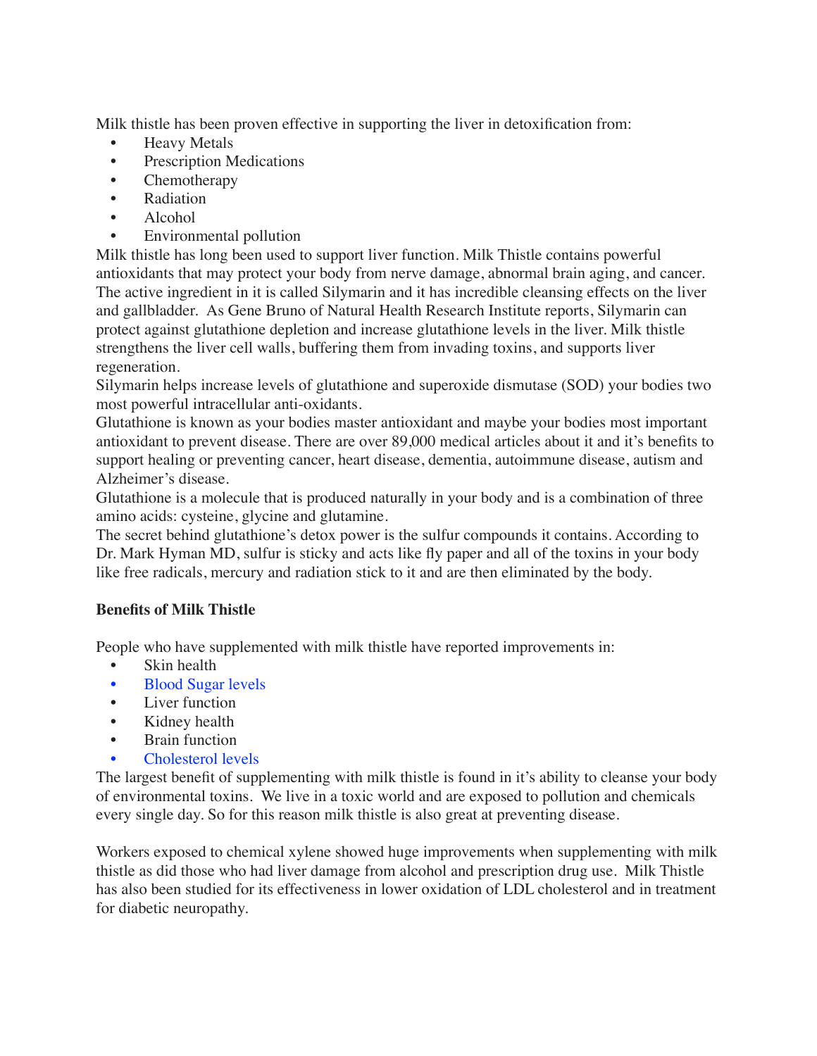Milk thistle has been proven effective in supporting the liver in detoxification from:

- Heavy Metals
- Prescription Medications
- Chemotherapy
- Radiation
- Alcohol
- Environmental pollution

Milk thistle has long been used to support liver function. Milk Thistle contains powerful antioxidants that may protect your body from nerve damage, abnormal brain aging, and cancer. The active ingredient in it is called Silymarin and it has incredible cleansing effects on the liver and gallbladder. As Gene Bruno of Natural Health Research Institute reports, Silymarin can protect against glutathione depletion and increase glutathione levels in the liver. Milk thistle strengthens the liver cell walls, buffering them from invading toxins, and supports liver regeneration.

Silymarin helps increase levels of glutathione and superoxide dismutase (SOD) your bodies two most powerful intracellular anti-oxidants.

Glutathione is known as your bodies master antioxidant and maybe your bodies most important antioxidant to prevent disease. There are over 89,000 medical articles about it and it's benefits to support healing or preventing cancer, heart disease, dementia, autoimmune disease, autism and Alzheimer's disease.

Glutathione is a molecule that is produced naturally in your body and is a combination of three amino acids: cysteine, glycine and glutamine.

The secret behind glutathione's detox power is the sulfur compounds it contains. According to Dr. Mark Hyman MD, sulfur is sticky and acts like fly paper and all of the toxins in your body like free radicals, mercury and radiation stick to it and are then eliminated by the body.

**Benefits of Milk Thistle**

People who have supplemented with milk thistle have reported improvements in:

- Skin health
- Blood Sugar levels
- Liver function
- Kidney health
- Brain function
- Cholesterol levels

The largest benefit of supplementing with milk thistle is found in it's ability to cleanse your body of environmental toxins. We live in a toxic world and are exposed to pollution and chemicals every single day. So for this reason milk thistle is also great at preventing disease.

Workers exposed to chemical xylene showed huge improvements when supplementing with milk thistle as did those who had liver damage from alcohol and prescription drug use. Milk Thistle has also been studied for its effectiveness in lower oxidation of LDL cholesterol and in treatment for diabetic neuropathy.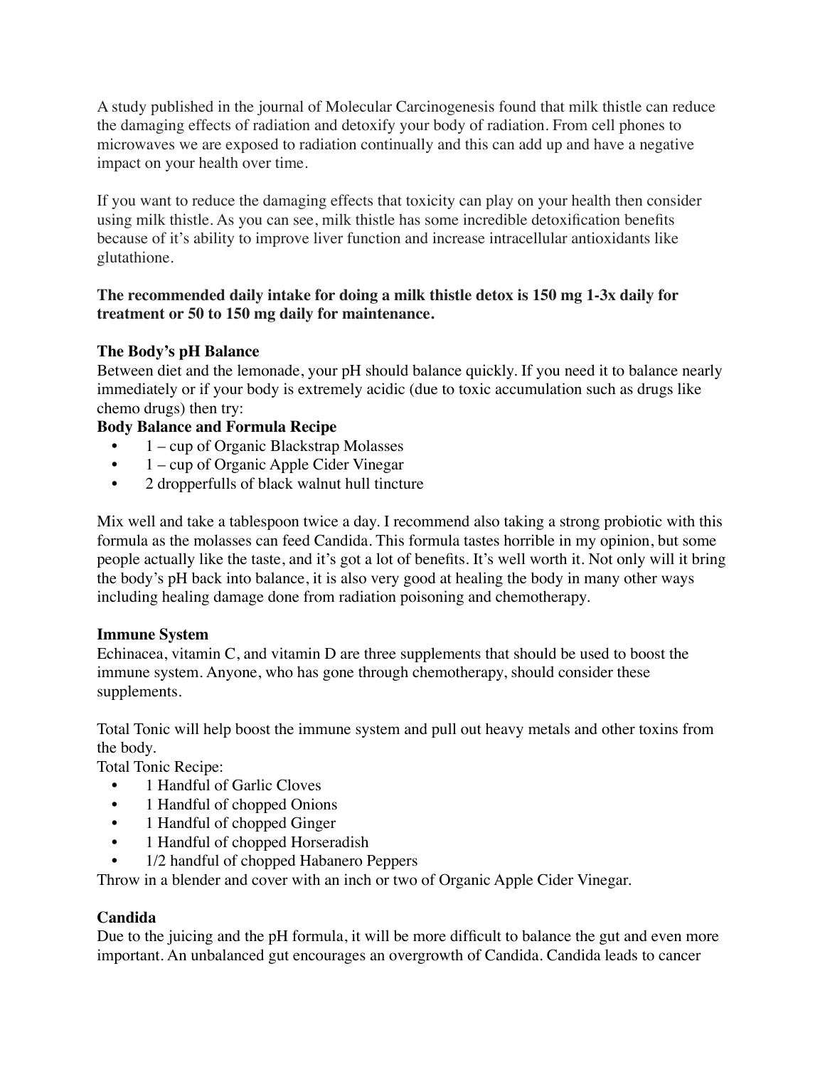A study published in the journal of Molecular Carcinogenesis found that milk thistle can reduce the damaging effects of radiation and detoxify your body of radiation. From cell phones to microwaves we are exposed to radiation continually and this can add up and have a negative impact on your health over time.

If you want to reduce the damaging effects that toxicity can play on your health then consider using milk thistle. As you can see, milk thistle has some incredible detoxification benefits because of it's ability to improve liver function and increase intracellular antioxidants like glutathione.

**The recommended daily intake for doing a milk thistle detox is 150 mg 1-3x daily for treatment or 50 to 150 mg daily for maintenance.**

**The Body's pH Balance**

Between diet and the lemonade, your pH should balance quickly. If you need it to balance nearly immediately or if your body is extremely acidic (due to toxic accumulation such as drugs like chemo drugs) then try:

**Body Balance and Formula Recipe**

- 1 – cup of Organic Blackstrap Molasses
- 1 – cup of Organic Apple Cider Vinegar
- 2 dropperfulls of black walnut hull tincture

Mix well and take a tablespoon twice a day. I recommend also taking a strong probiotic with this formula as the molasses can feed Candida. This formula tastes horrible in my opinion, but some people actually like the taste, and it's got a lot of benefits. It's well worth it. Not only will it bring the body's pH back into balance, it is also very good at healing the body in many other ways including healing damage done from radiation poisoning and chemotherapy.

**Immune System**

Echinacea, vitamin C, and vitamin D are three supplements that should be used to boost the immune system. Anyone, who has gone through chemotherapy, should consider these supplements.

Total Tonic will help boost the immune system and pull out heavy metals and other toxins from the body.

Total Tonic Recipe:

- 1 Handful of Garlic Cloves
- 1 Handful of chopped Onions
- 1 Handful of chopped Ginger
- 1 Handful of chopped Horseradish
- 1/2 handful of chopped Habanero Peppers

Throw in a blender and cover with an inch or two of Organic Apple Cider Vinegar.

**Candida**

Due to the juicing and the pH formula, it will be more difficult to balance the gut and even more important. An unbalanced gut encourages an overgrowth of Candida. Candida leads to cancer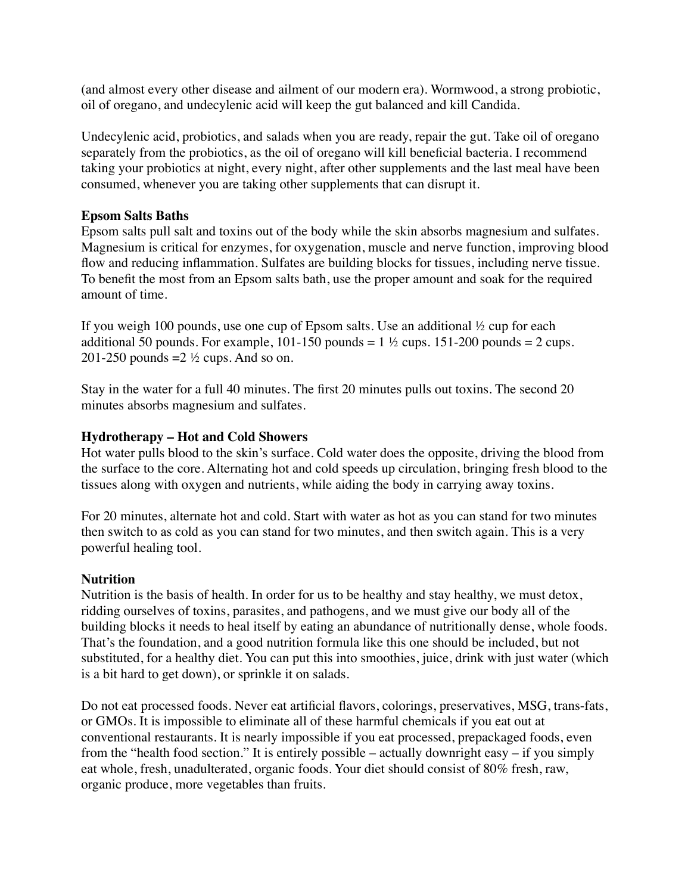(and almost every other disease and ailment of our modern era). Wormwood, a strong probiotic, oil of oregano, and undecylenic acid will keep the gut balanced and kill Candida.

Undecylenic acid, probiotics, and salads when you are ready, repair the gut. Take oil of oregano separately from the probiotics, as the oil of oregano will kill beneficial bacteria. I recommend taking your probiotics at night, every night, after other supplements and the last meal have been consumed, whenever you are taking other supplements that can disrupt it.

**Epsom Salts Baths**
Epsom salts pull salt and toxins out of the body while the skin absorbs magnesium and sulfates. Magnesium is critical for enzymes, for oxygenation, muscle and nerve function, improving blood flow and reducing inflammation. Sulfates are building blocks for tissues, including nerve tissue. To benefit the most from an Epsom salts bath, use the proper amount and soak for the required amount of time.

If you weigh 100 pounds, use one cup of Epsom salts. Use an additional ½ cup for each additional 50 pounds. For example, 101-150 pounds = 1 ½ cups. 151-200 pounds = 2 cups. 201-250 pounds =2 ½ cups. And so on.

Stay in the water for a full 40 minutes. The first 20 minutes pulls out toxins. The second 20 minutes absorbs magnesium and sulfates.

**Hydrotherapy – Hot and Cold Showers**
Hot water pulls blood to the skin's surface. Cold water does the opposite, driving the blood from the surface to the core. Alternating hot and cold speeds up circulation, bringing fresh blood to the tissues along with oxygen and nutrients, while aiding the body in carrying away toxins.

For 20 minutes, alternate hot and cold. Start with water as hot as you can stand for two minutes then switch to as cold as you can stand for two minutes, and then switch again. This is a very powerful healing tool.

**Nutrition**
Nutrition is the basis of health. In order for us to be healthy and stay healthy, we must detox, ridding ourselves of toxins, parasites, and pathogens, and we must give our body all of the building blocks it needs to heal itself by eating an abundance of nutritionally dense, whole foods. That's the foundation, and a good nutrition formula like this one should be included, but not substituted, for a healthy diet. You can put this into smoothies, juice, drink with just water (which is a bit hard to get down), or sprinkle it on salads.

Do not eat processed foods. Never eat artificial flavors, colorings, preservatives, MSG, trans-fats, or GMOs. It is impossible to eliminate all of these harmful chemicals if you eat out at conventional restaurants. It is nearly impossible if you eat processed, prepackaged foods, even from the "health food section." It is entirely possible – actually downright easy – if you simply eat whole, fresh, unadulterated, organic foods. Your diet should consist of 80% fresh, raw, organic produce, more vegetables than fruits.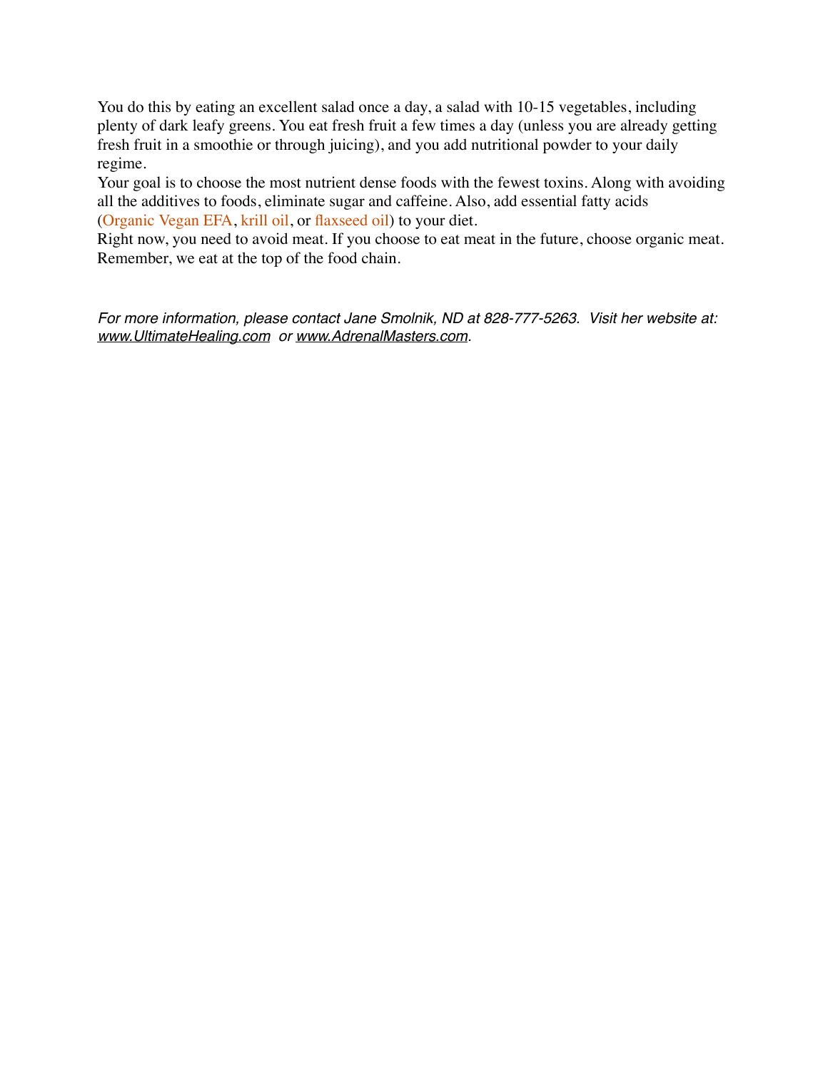You do this by eating an excellent salad once a day, a salad with 10-15 vegetables, including plenty of dark leafy greens. You eat fresh fruit a few times a day (unless you are already getting fresh fruit in a smoothie or through juicing), and you add nutritional powder to your daily regime.

Your goal is to choose the most nutrient dense foods with the fewest toxins. Along with avoiding all the additives to foods, eliminate sugar and caffeine. Also, add essential fatty acids (Organic Vegan EFA, krill oil, or flaxseed oil) to your diet.

Right now, you need to avoid meat. If you choose to eat meat in the future, choose organic meat. Remember, we eat at the top of the food chain.

*For more information, please contact Jane Smolnik, ND at 828-777-5263. Visit her website at: www.UltimateHealing.com or www.AdrenalMasters.com.*